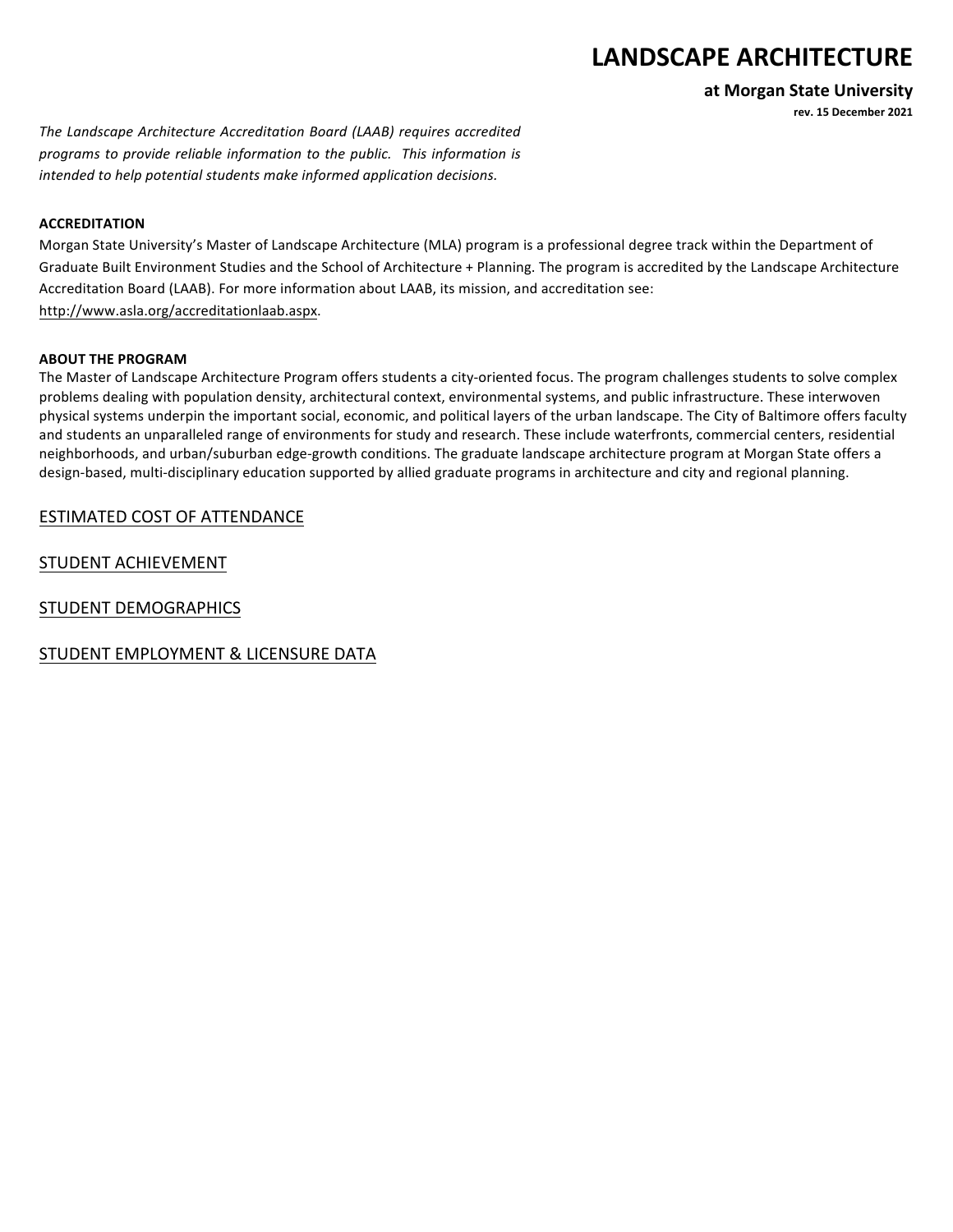# LANDSCAPE ARCHITECTURE

### at Morgan State University

**rev. 15 December 2021**

*The Landscape Architecture Accreditation Board (LAAB) requires accredited programs to provide reliable information to the public. This information is intended to help potential students make informed application decisions.*

**ACCREDITATION**

Morgan State University's Master of Landscape Architecture (MLA) program is a professional degree track within the Department of Graduate Built Environment Studies and the School of Architecture + Planning. The program is accredited by the Landscape Architecture Accreditation Board (LAAB). For more information about LAAB, its mission, and accreditation see: http://www.asla.org/accreditationlaab.aspx.

**ABOUT THE PROGRAM**

The Master of Landscape Architecture Program offers students a city-oriented focus. The program challenges students to solve complex problems dealing with population density, architectural context, environmental systems, and public infrastructure. These interwoven physical systems underpin the important social, economic, and political layers of the urban landscape. The City of Baltimore offers faculty and students an unparalleled range of environments for study and research. These include waterfronts, commercial centers, residential neighborhoods, and urban/suburban edge-growth conditions. The graduate landscape architecture program at Morgan State offers a design-based, multi-disciplinary education supported by allied graduate programs in architecture and city and regional planning.

ESTIMATED COST OF ATTENDANCE

STUDENT ACHIEVEMENT

STUDENT DEMOGRAPHICS

STUDENT EMPLOYMENT & LICENSURE DATA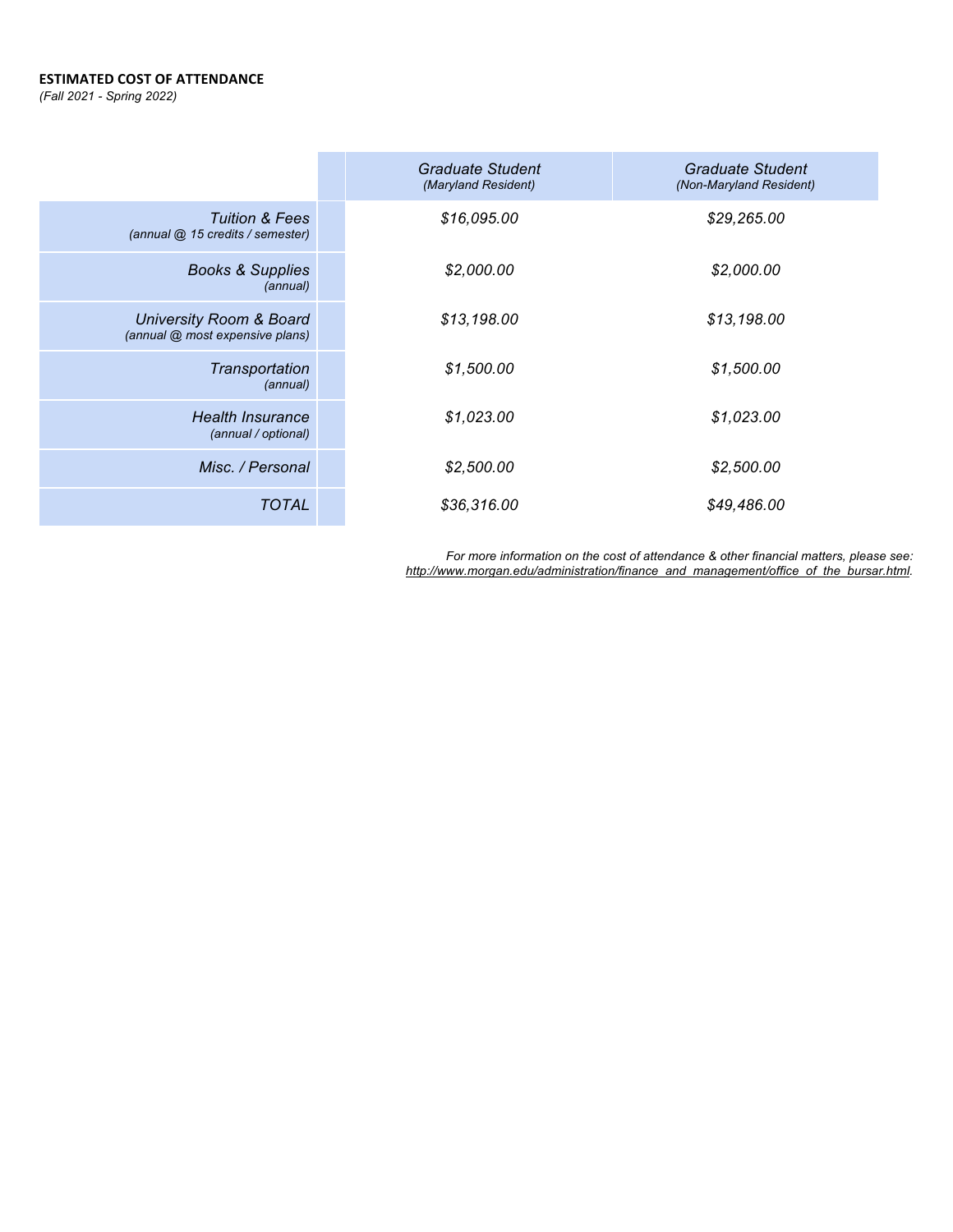**ESTIMATED COST OF ATTENDANCE**

*(Fall 2021 - Spring 2022)*

| | *Graduate Student (Maryland Resident)* | *Graduate Student (Non-Maryland Resident)* |
|---|---|---|
| *Tuition & Fees (annual @ 15 credits / semester)* | *$16,095.00* | *$29,265.00* |
| *Books & Supplies (annual)* | *$2,000.00* | *$2,000.00* |
| *University Room & Board (annual @ most expensive plans)* | *$13,198.00* | *$13,198.00* |
| *Transportation (annual)* | *$1,500.00* | *$1,500.00* |
| *Health Insurance (annual / optional)* | *$1,023.00* | *$1,023.00* |
| *Misc. / Personal* | *$2,500.00* | *$2,500.00* |
| *TOTAL* | *$36,316.00* | *$49,486.00* |

*For more information on the cost of attendance & other financial matters, please see: http://www.morgan.edu/administration/finance_and_management/office_of_the_bursar.html.*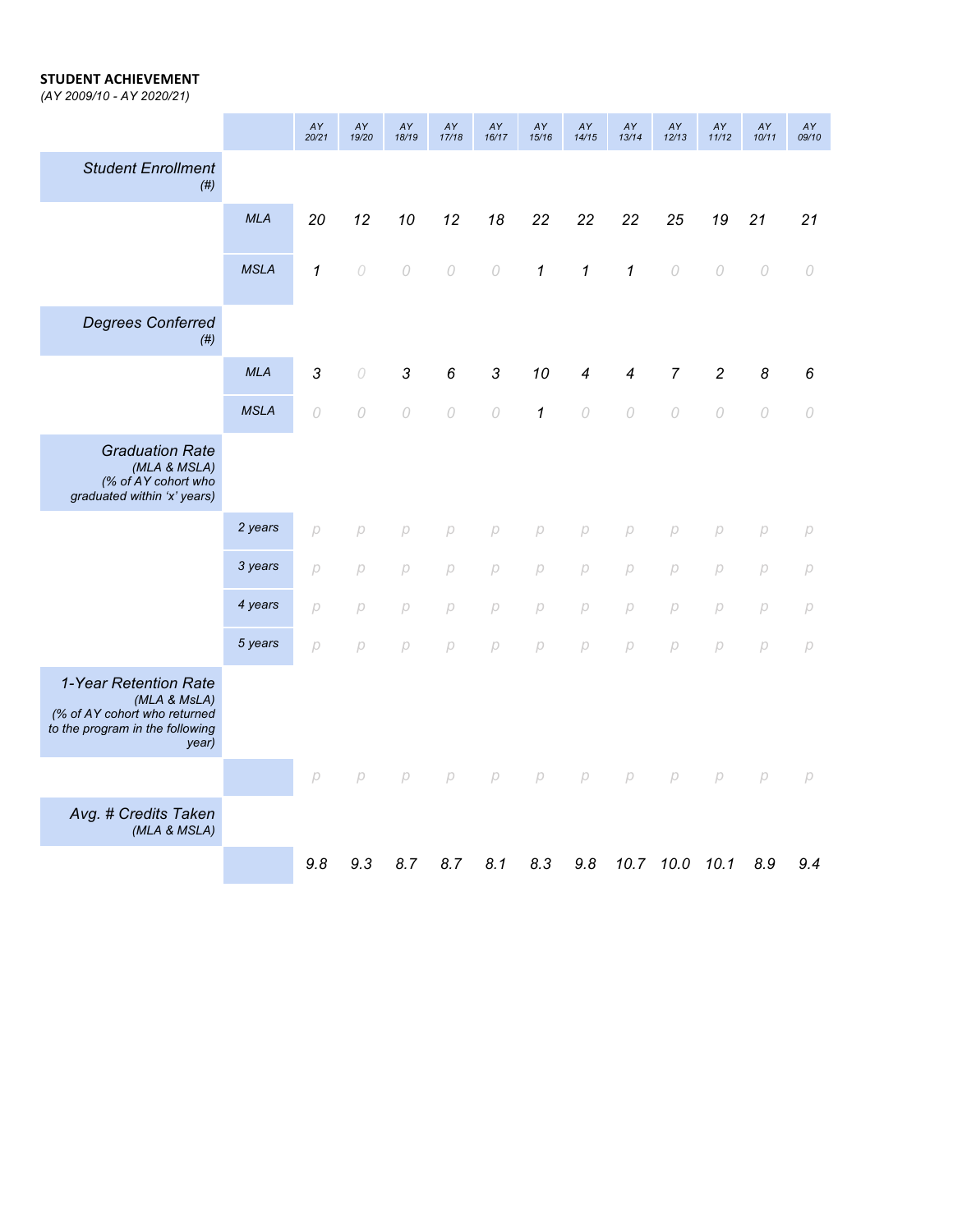**STUDENT ACHIEVEMENT**
*(AY 2009/10 - AY 2020/21)*

| | | AY 20/21 | AY 19/20 | AY 18/19 | AY 17/18 | AY 16/17 | AY 15/16 | AY 14/15 | AY 13/14 | AY 12/13 | AY 11/12 | AY 10/11 | AY 09/10 |
|---|---|---|---|---|---|---|---|---|---|---|---|---|---|
| *Student Enrollment (#)* | | | | | | | | | | | | | |
| | MLA | 20 | 12 | 10 | 12 | 18 | 22 | 22 | 22 | 25 | 19 | 21 | 21 |
| | MSLA | 1 | 0 | 0 | 0 | 0 | 1 | 1 | 1 | 0 | 0 | 0 | 0 |
| *Degrees Conferred (#)* | | | | | | | | | | | | | |
| | MLA | 3 | 0 | 3 | 6 | 3 | 10 | 4 | 4 | 7 | 2 | 8 | 6 |
| | MSLA | 0 | 0 | 0 | 0 | 0 | 1 | 0 | 0 | 0 | 0 | 0 | 0 |
| *Graduation Rate (MLA & MSLA) (% of AY cohort who graduated within 'x' years)* | | | | | | | | | | | | | |
| | 2 years | p | p | p | p | p | p | p | p | p | p | p | p |
| | 3 years | p | p | p | p | p | p | p | p | p | p | p | p |
| | 4 years | p | p | p | p | p | p | p | p | p | p | p | p |
| | 5 years | p | p | p | p | p | p | p | p | p | p | p | p |
| *1-Year Retention Rate (MLA & MsLA) (% of AY cohort who returned to the program in the following year)* | | | | | | | | | | | | | |
| | | p | p | p | p | p | p | p | p | p | p | p | p |
| *Avg. # Credits Taken (MLA & MSLA)* | | | | | | | | | | | | | |
| | | 9.8 | 9.3 | 8.7 | 8.7 | 8.1 | 8.3 | 9.8 | 10.7 | 10.0 | 10.1 | 8.9 | 9.4 |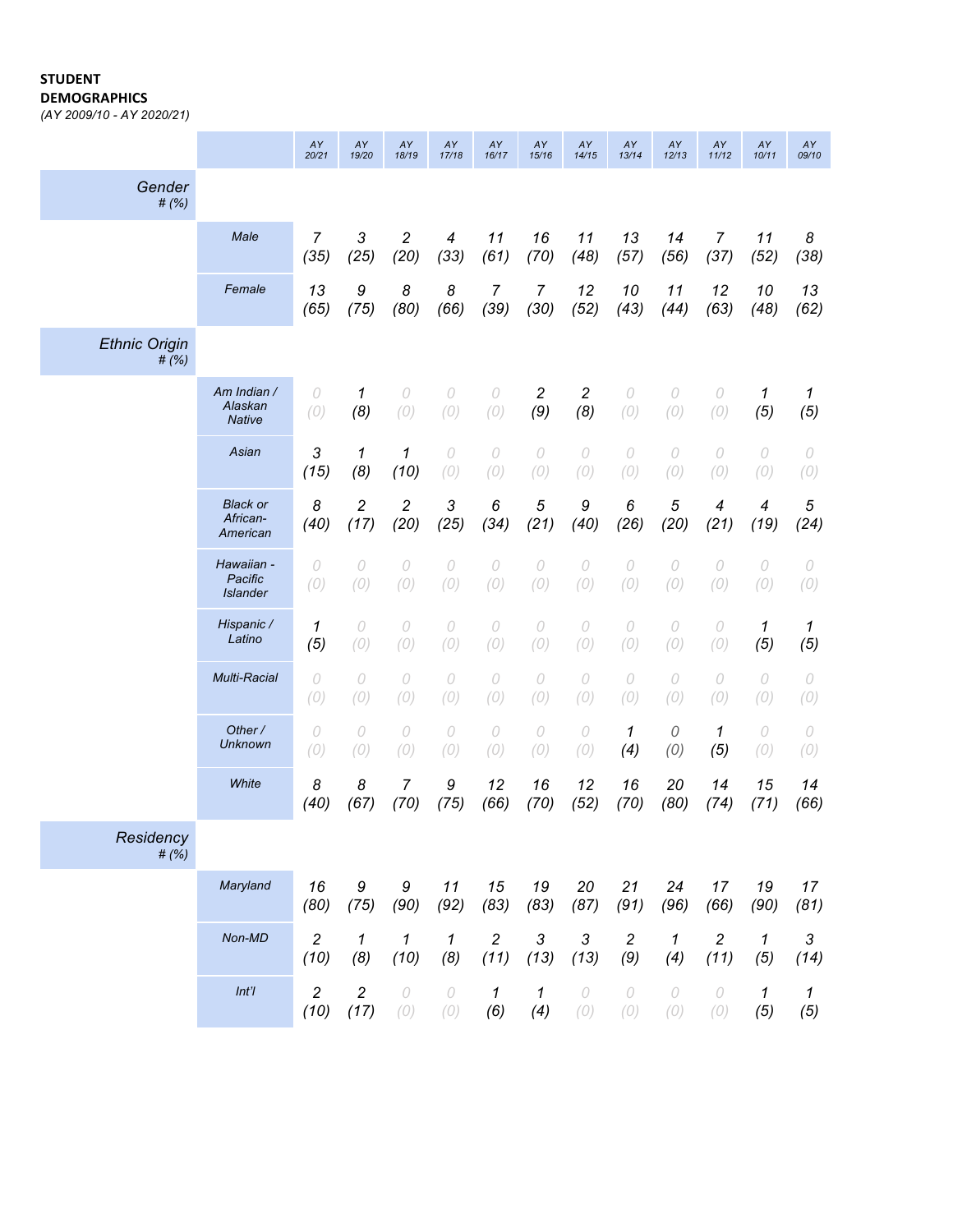**STUDENT DEMOGRAPHICS**
*(AY 2009/10 - AY 2020/21)*

| | | AY 20/21 | AY 19/20 | AY 18/19 | AY 17/18 | AY 16/17 | AY 15/16 | AY 14/15 | AY 13/14 | AY 12/13 | AY 11/12 | AY 10/11 | AY 09/10 |
|---|---|---|---|---|---|---|---|---|---|---|---|---|---|
| *Gender # (%)* | | | | | | | | | | | | | |
| | *Male* | 7 (35) | 3 (25) | 2 (20) | 4 (33) | 11 (61) | 16 (70) | 11 (48) | 13 (57) | 14 (56) | 7 (37) | 11 (52) | 8 (38) |
| | *Female* | 13 (65) | 9 (75) | 8 (80) | 8 (66) | 7 (39) | 7 (30) | 12 (52) | 10 (43) | 11 (44) | 12 (63) | 10 (48) | 13 (62) |
| *Ethnic Origin # (%)* | | | | | | | | | | | | | |
| | *Am Indian / Alaskan Native* | 0 (0) | 1 (8) | 0 (0) | 0 (0) | 0 (0) | 2 (9) | 2 (8) | 0 (0) | 0 (0) | 0 (0) | 1 (5) | 1 (5) |
| | *Asian* | 3 (15) | 1 (8) | 1 (10) | 0 (0) | 0 (0) | 0 (0) | 0 (0) | 0 (0) | 0 (0) | 0 (0) | 0 (0) | 0 (0) |
| | *Black or African-American* | 8 (40) | 2 (17) | 2 (20) | 3 (25) | 6 (34) | 5 (21) | 9 (40) | 6 (26) | 5 (20) | 4 (21) | 4 (19) | 5 (24) |
| | *Hawaiian - Pacific Islander* | 0 (0) | 0 (0) | 0 (0) | 0 (0) | 0 (0) | 0 (0) | 0 (0) | 0 (0) | 0 (0) | 0 (0) | 0 (0) | 0 (0) |
| | *Hispanic / Latino* | 1 (5) | 0 (0) | 0 (0) | 0 (0) | 0 (0) | 0 (0) | 0 (0) | 0 (0) | 0 (0) | 0 (0) | 1 (5) | 1 (5) |
| | *Multi-Racial* | 0 (0) | 0 (0) | 0 (0) | 0 (0) | 0 (0) | 0 (0) | 0 (0) | 0 (0) | 0 (0) | 0 (0) | 0 (0) | 0 (0) |
| | *Other / Unknown* | 0 (0) | 0 (0) | 0 (0) | 0 (0) | 0 (0) | 0 (0) | 0 (0) | 1 (4) | 0 (0) | 1 (5) | 0 (0) | 0 (0) |
| | *White* | 8 (40) | 8 (67) | 7 (70) | 9 (75) | 12 (66) | 16 (70) | 12 (52) | 16 (70) | 20 (80) | 14 (74) | 15 (71) | 14 (66) |
| *Residency # (%)* | | | | | | | | | | | | | |
| | *Maryland* | 16 (80) | 9 (75) | 9 (90) | 11 (92) | 15 (83) | 19 (83) | 20 (87) | 21 (91) | 24 (96) | 17 (66) | 19 (90) | 17 (81) |
| | *Non-MD* | 2 (10) | 1 (8) | 1 (10) | 1 (8) | 2 (11) | 3 (13) | 3 (13) | 2 (9) | 1 (4) | 2 (11) | 1 (5) | 3 (14) |
| | *Int'l* | 2 (10) | 2 (17) | 0 (0) | 0 (0) | 1 (6) | 1 (4) | 0 (0) | 0 (0) | 0 (0) | 0 (0) | 1 (5) | 1 (5) |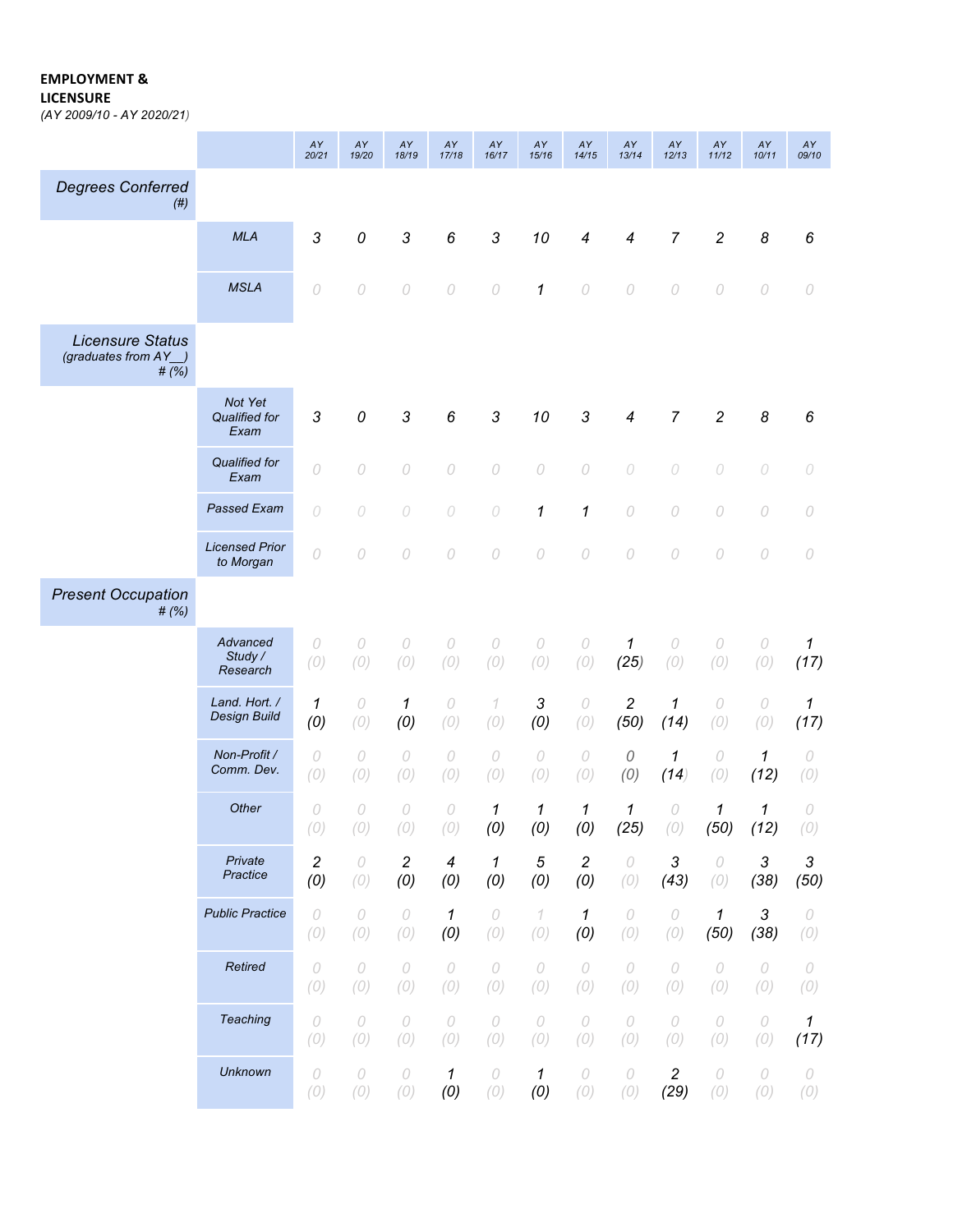**EMPLOYMENT & LICENSURE**

*(AY 2009/10 - AY 2020/21)*

| | | AY 20/21 | AY 19/20 | AY 18/19 | AY 17/18 | AY 16/17 | AY 15/16 | AY 14/15 | AY 13/14 | AY 12/13 | AY 11/12 | AY 10/11 | AY 09/10 |
|---|---|---|---|---|---|---|---|---|---|---|---|---|---|
| *Degrees Conferred (#)* | | | | | | | | | | | | | |
| | *MLA* | 3 | 0 | 3 | 6 | 3 | 10 | 4 | 4 | 7 | 2 | 8 | 6 |
| | *MSLA* | 0 | 0 | 0 | 0 | 0 | 1 | 0 | 0 | 0 | 0 | 0 | 0 |
| *Licensure Status (graduates from AY__) # (%)* | | | | | | | | | | | | | |
| | *Not Yet Qualified for Exam* | 3 | 0 | 3 | 6 | 3 | 10 | 3 | 4 | 7 | 2 | 8 | 6 |
| | *Qualified for Exam* | 0 | 0 | 0 | 0 | 0 | 0 | 0 | 0 | 0 | 0 | 0 | 0 |
| | *Passed Exam* | 0 | 0 | 0 | 0 | 0 | 1 | 1 | 0 | 0 | 0 | 0 | 0 |
| | *Licensed Prior to Morgan* | 0 | 0 | 0 | 0 | 0 | 0 | 0 | 0 | 0 | 0 | 0 | 0 |
| *Present Occupation # (%)* | | | | | | | | | | | | | |
| | *Advanced Study / Research* | 0 (0) | 0 (0) | 0 (0) | 0 (0) | 0 (0) | 0 (0) | 0 (0) | 1 (25) | 0 (0) | 0 (0) | 0 (0) | 1 (17) |
| | *Land. Hort. / Design Build* | 1 (0) | 0 (0) | 1 (0) | 0 (0) | 1 (0) | 3 (0) | 0 (0) | 2 (50) | 1 (14) | 0 (0) | 0 (0) | 1 (17) |
| | *Non-Profit / Comm. Dev.* | 0 (0) | 0 (0) | 0 (0) | 0 (0) | 0 (0) | 0 (0) | 0 (0) | 0 (0) | 1 (14) | 0 (0) | 1 (12) | 0 (0) |
| | *Other* | 0 (0) | 0 (0) | 0 (0) | 0 (0) | 1 (0) | 1 (0) | 1 (0) | 1 (25) | 0 (0) | 1 (50) | 1 (12) | 0 (0) |
| | *Private Practice* | 2 (0) | 0 (0) | 2 (0) | 4 (0) | 1 (0) | 5 (0) | 2 (0) | 0 (0) | 3 (43) | 0 (0) | 3 (38) | 3 (50) |
| | *Public Practice* | 0 (0) | 0 (0) | 0 (0) | 1 (0) | 0 (0) | 1 (0) | 1 (0) | 0 (0) | 0 (0) | 1 (50) | 3 (38) | 0 (0) |
| | *Retired* | 0 (0) | 0 (0) | 0 (0) | 0 (0) | 0 (0) | 0 (0) | 0 (0) | 0 (0) | 0 (0) | 0 (0) | 0 (0) | 0 (0) |
| | *Teaching* | 0 (0) | 0 (0) | 0 (0) | 0 (0) | 0 (0) | 0 (0) | 0 (0) | 0 (0) | 0 (0) | 0 (0) | 0 (0) | 1 (17) |
| | *Unknown* | 0 (0) | 0 (0) | 0 (0) | 1 (0) | 0 (0) | 1 (0) | 0 (0) | 0 (0) | 2 (29) | 0 (0) | 0 (0) | 0 (0) |